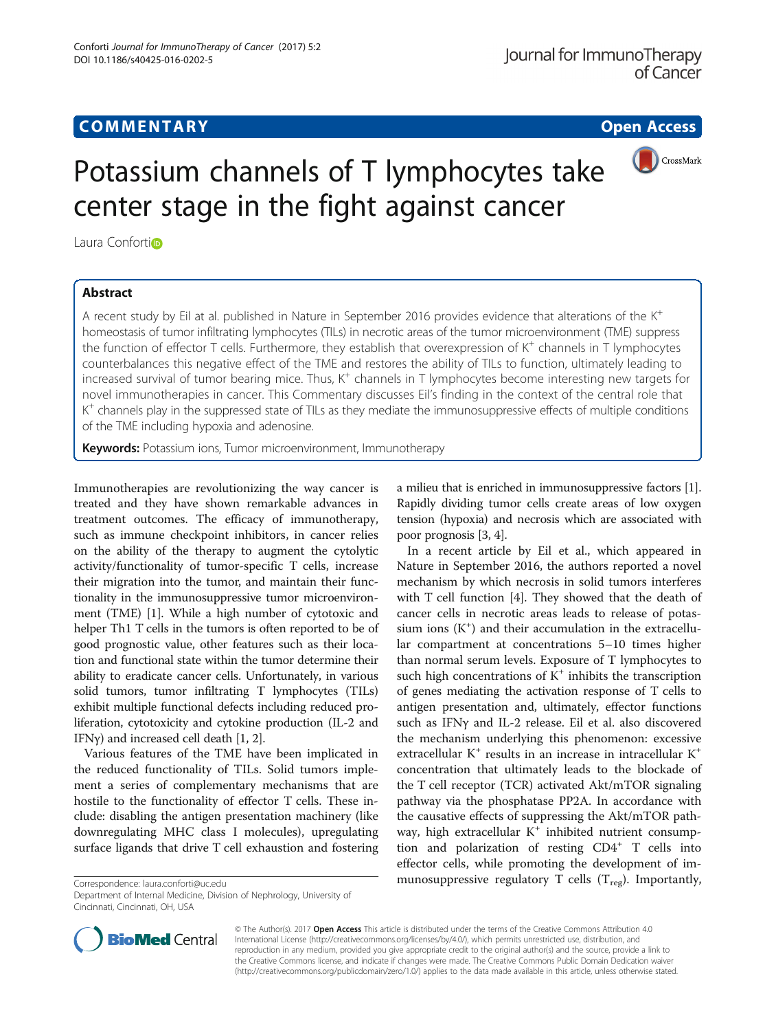COMMENTARY

Open Access

# Potassium channels of T lymphocytes take center stage in the fight against cancer

Laura Conforti

## Abstract

A recent study by Eil at al. published in Nature in September 2016 provides evidence that alterations of the $K^+$ homeostasis of tumor infiltrating lymphocytes (TILs) in necrotic areas of the tumor microenvironment (TME) suppress the function of effector T cells. Furthermore, they establish that overexpression of $K^+$ channels in T lymphocytes counterbalances this negative effect of the TME and restores the ability of TILs to function, ultimately leading to increased survival of tumor bearing mice. Thus, $K^+$ channels in T lymphocytes become interesting new targets for novel immunotherapies in cancer. This Commentary discusses Eil's finding in the context of the central role that $K^+$ channels play in the suppressed state of TILs as they mediate the immunosuppressive effects of multiple conditions of the TME including hypoxia and adenosine.

**Keywords:** Potassium ions, Tumor microenvironment, Immunotherapy

Immunotherapies are revolutionizing the way cancer is treated and they have shown remarkable advances in treatment outcomes. The efficacy of immunotherapy, such as immune checkpoint inhibitors, in cancer relies on the ability of the therapy to augment the cytolytic activity/functionality of tumor-specific T cells, increase their migration into the tumor, and maintain their functionality in the immunosuppressive tumor microenvironment (TME) [1]. While a high number of cytotoxic and helper Th1 T cells in the tumors is often reported to be of good prognostic value, other features such as their location and functional state within the tumor determine their ability to eradicate cancer cells. Unfortunately, in various solid tumors, tumor infiltrating T lymphocytes (TILs) exhibit multiple functional defects including reduced proliferation, cytotoxicity and cytokine production (IL-2 and IFNγ) and increased cell death [1, 2].

Various features of the TME have been implicated in the reduced functionality of TILs. Solid tumors implement a series of complementary mechanisms that are hostile to the functionality of effector T cells. These include: disabling the antigen presentation machinery (like downregulating MHC class I molecules), upregulating surface ligands that drive T cell exhaustion and fostering a milieu that is enriched in immunosuppressive factors [1]. Rapidly dividing tumor cells create areas of low oxygen tension (hypoxia) and necrosis which are associated with poor prognosis [3, 4].

In a recent article by Eil et al., which appeared in Nature in September 2016, the authors reported a novel mechanism by which necrosis in solid tumors interferes with T cell function [4]. They showed that the death of cancer cells in necrotic areas leads to release of potassium ions ($K^+$) and their accumulation in the extracellular compartment at concentrations 5–10 times higher than normal serum levels. Exposure of T lymphocytes to such high concentrations of $K^+$ inhibits the transcription of genes mediating the activation response of T cells to antigen presentation and, ultimately, effector functions such as IFNγ and IL-2 release. Eil et al. also discovered the mechanism underlying this phenomenon: excessive extracellular $K^+$ results in an increase in intracellular $K^+$ concentration that ultimately leads to the blockade of the T cell receptor (TCR) activated Akt/mTOR signaling pathway via the phosphatase PP2A. In accordance with the causative effects of suppressing the Akt/mTOR pathway, high extracellular $K^+$ inhibited nutrient consumption and polarization of resting $CD4^+$ T cells into effector cells, while promoting the development of immunosuppressive regulatory T cells ($T_{reg}$). Importantly,

Correspondence: laura.conforti@uc.edu
Department of Internal Medicine, Division of Nephrology, University of Cincinnati, Cincinnati, OH, USA

© The Author(s). 2017 **Open Access** This article is distributed under the terms of the Creative Commons Attribution 4.0 International License (http://creativecommons.org/licenses/by/4.0/), which permits unrestricted use, distribution, and reproduction in any medium, provided you give appropriate credit to the original author(s) and the source, provide a link to the Creative Commons license, and indicate if changes were made. The Creative Commons Public Domain Dedication waiver (http://creativecommons.org/publicdomain/zero/1.0/) applies to the data made available in this article, unless otherwise stated.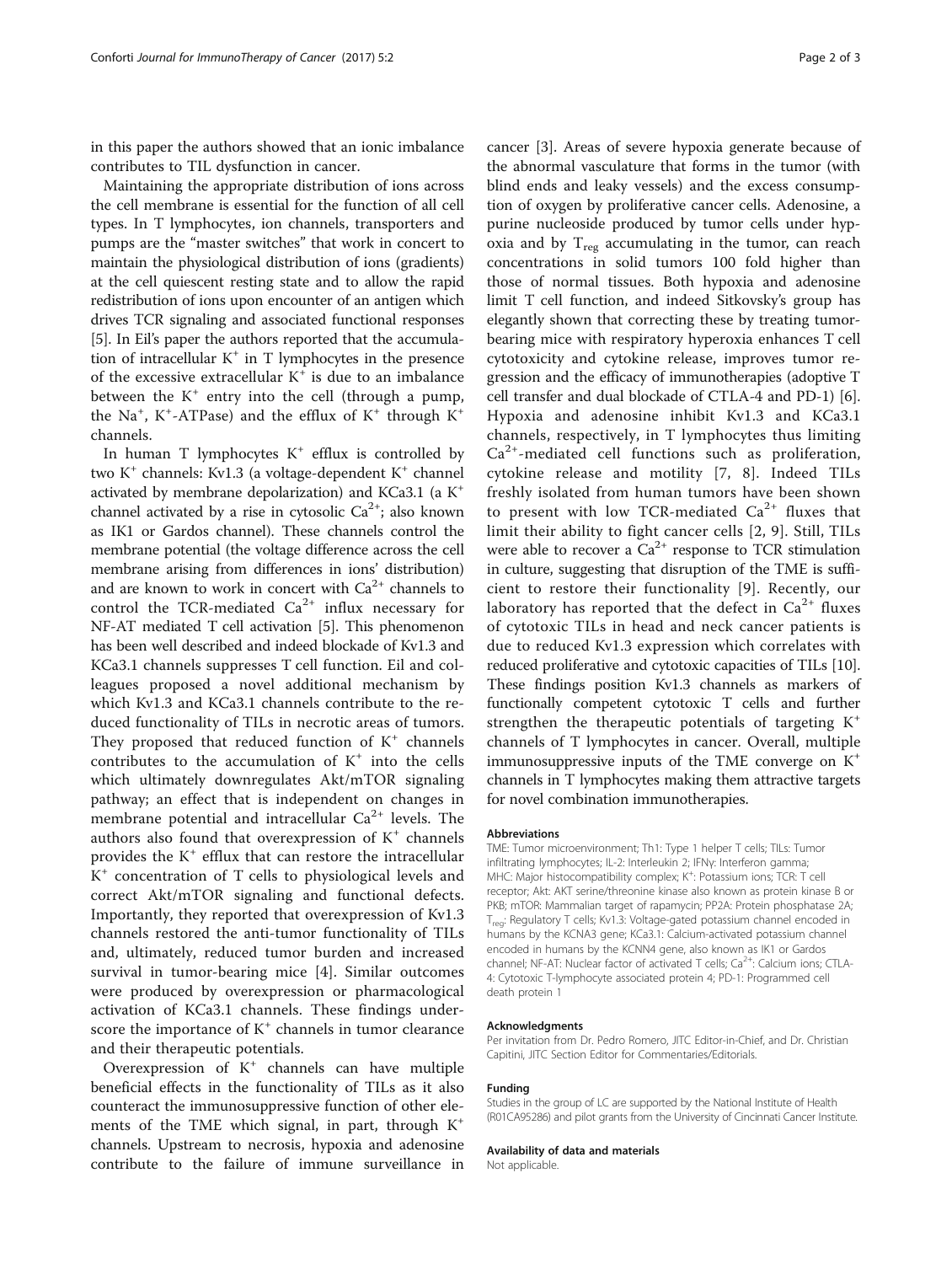in this paper the authors showed that an ionic imbalance contributes to TIL dysfunction in cancer.

Maintaining the appropriate distribution of ions across the cell membrane is essential for the function of all cell types. In T lymphocytes, ion channels, transporters and pumps are the "master switches" that work in concert to maintain the physiological distribution of ions (gradients) at the cell quiescent resting state and to allow the rapid redistribution of ions upon encounter of an antigen which drives TCR signaling and associated functional responses [5]. In Eil's paper the authors reported that the accumulation of intracellular $K^+$ in T lymphocytes in the presence of the excessive extracellular $K^+$ is due to an imbalance between the $K^+$ entry into the cell (through a pump, the $Na^+$, $K^+$-ATPase) and the efflux of $K^+$ through $K^+$ channels.

In human T lymphocytes $K^+$ efflux is controlled by two $K^+$ channels: Kv1.3 (a voltage-dependent $K^+$ channel activated by membrane depolarization) and KCa3.1 (a $K^+$ channel activated by a rise in cytosolic $Ca^{2+}$; also known as IK1 or Gardos channel). These channels control the membrane potential (the voltage difference across the cell membrane arising from differences in ions' distribution) and are known to work in concert with $Ca^{2+}$ channels to control the TCR-mediated $Ca^{2+}$ influx necessary for NF-AT mediated T cell activation [5]. This phenomenon has been well described and indeed blockade of Kv1.3 and KCa3.1 channels suppresses T cell function. Eil and colleagues proposed a novel additional mechanism by which Kv1.3 and KCa3.1 channels contribute to the reduced functionality of TILs in necrotic areas of tumors. They proposed that reduced function of $K^+$ channels contributes to the accumulation of $K^+$ into the cells which ultimately downregulates Akt/mTOR signaling pathway; an effect that is independent on changes in membrane potential and intracellular $Ca^{2+}$ levels. The authors also found that overexpression of $K^+$ channels provides the $K^+$ efflux that can restore the intracellular $K^+$ concentration of T cells to physiological levels and correct Akt/mTOR signaling and functional defects. Importantly, they reported that overexpression of Kv1.3 channels restored the anti-tumor functionality of TILs and, ultimately, reduced tumor burden and increased survival in tumor-bearing mice [4]. Similar outcomes were produced by overexpression or pharmacological activation of KCa3.1 channels. These findings underscore the importance of $K^+$ channels in tumor clearance and their therapeutic potentials.

Overexpression of $K^+$ channels can have multiple beneficial effects in the functionality of TILs as it also counteract the immunosuppressive function of other elements of the TME which signal, in part, through $K^+$ channels. Upstream to necrosis, hypoxia and adenosine contribute to the failure of immune surveillance in cancer [3]. Areas of severe hypoxia generate because of the abnormal vasculature that forms in the tumor (with blind ends and leaky vessels) and the excess consumption of oxygen by proliferative cancer cells. Adenosine, a purine nucleoside produced by tumor cells under hypoxia and by $T_{reg}$ accumulating in the tumor, can reach concentrations in solid tumors 100 fold higher than those of normal tissues. Both hypoxia and adenosine limit T cell function, and indeed Sitkovsky's group has elegantly shown that correcting these by treating tumor-bearing mice with respiratory hyperoxia enhances T cell cytotoxicity and cytokine release, improves tumor regression and the efficacy of immunotherapies (adoptive T cell transfer and dual blockade of CTLA-4 and PD-1) [6]. Hypoxia and adenosine inhibit Kv1.3 and KCa3.1 channels, respectively, in T lymphocytes thus limiting $Ca^{2+}$-mediated cell functions such as proliferation, cytokine release and motility [7, 8]. Indeed TILs freshly isolated from human tumors have been shown to present with low TCR-mediated $Ca^{2+}$ fluxes that limit their ability to fight cancer cells [2, 9]. Still, TILs were able to recover a $Ca^{2+}$ response to TCR stimulation in culture, suggesting that disruption of the TME is sufficient to restore their functionality [9]. Recently, our laboratory has reported that the defect in $Ca^{2+}$ fluxes of cytotoxic TILs in head and neck cancer patients is due to reduced Kv1.3 expression which correlates with reduced proliferative and cytotoxic capacities of TILs [10]. These findings position Kv1.3 channels as markers of functionally competent cytotoxic T cells and further strengthen the therapeutic potentials of targeting $K^+$ channels of T lymphocytes in cancer. Overall, multiple immunosuppressive inputs of the TME converge on $K^+$ channels in T lymphocytes making them attractive targets for novel combination immunotherapies.

### Abbreviations

TME: Tumor microenvironment; Th1: Type 1 helper T cells; TILs: Tumor infiltrating lymphocytes; IL-2: Interleukin 2; IFNγ: Interferon gamma; MHC: Major histocompatibility complex; $K^+$: Potassium ions; TCR: T cell receptor; Akt: AKT serine/threonine kinase also known as protein kinase B or PKB; mTOR: Mammalian target of rapamycin; PP2A: Protein phosphatase 2A; $T_{reg}$: Regulatory T cells; Kv1.3: Voltage-gated potassium channel encoded in humans by the KCNA3 gene; KCa3.1: Calcium-activated potassium channel encoded in humans by the KCNN4 gene, also known as IK1 or Gardos channel; NF-AT: Nuclear factor of activated T cells; $Ca^{2+}$: Calcium ions; CTLA-4: Cytotoxic T-lymphocyte associated protein 4; PD-1: Programmed cell death protein 1

### Acknowledgments

Per invitation from Dr. Pedro Romero, JITC Editor-in-Chief, and Dr. Christian Capitini, JITC Section Editor for Commentaries/Editorials.

### Funding

Studies in the group of LC are supported by the National Institute of Health (R01CA95286) and pilot grants from the University of Cincinnati Cancer Institute.

### Availability of data and materials

Not applicable.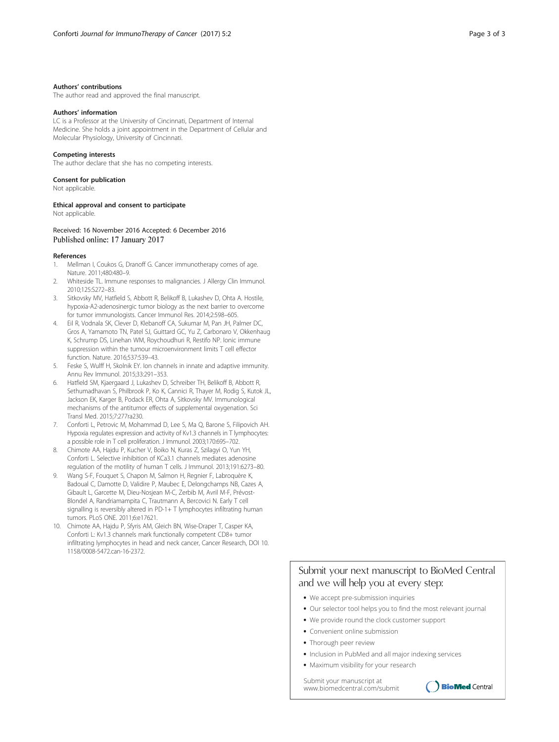#### Authors' contributions
The author read and approved the final manuscript.

#### Authors' information
LC is a Professor at the University of Cincinnati, Department of Internal Medicine. She holds a joint appointment in the Department of Cellular and Molecular Physiology, University of Cincinnati.

#### Competing interests
The author declare that she has no competing interests.

#### Consent for publication
Not applicable.

#### Ethical approval and consent to participate
Not applicable.

Received: 16 November 2016 Accepted: 6 December 2016
Published online: 17 January 2017

#### References
1. Mellman I, Coukos G, Dranoff G. Cancer immunotherapy comes of age. Nature. 2011;480:480–9.
2. Whiteside TL. Immune responses to malignancies. J Allergy Clin Immunol. 2010;125:S272–83.
3. Sitkovsky MV, Hatfield S, Abbott R, Belikoff B, Lukashev D, Ohta A. Hostile, hypoxia-A2-adenosinergic tumor biology as the next barrier to overcome for tumor immunologists. Cancer Immunol Res. 2014;2:598–605.
4. Eil R, Vodnala SK, Clever D, Klebanoff CA, Sukumar M, Pan JH, Palmer DC, Gros A, Yamamoto TN, Patel SJ, Guittard GC, Yu Z, Carbonaro V, Okkenhaug K, Schrump DS, Linehan WM, Roychoudhuri R, Restifo NP. Ionic immune suppression within the tumour microenvironment limits T cell effector function. Nature. 2016;537:539–43.
5. Feske S, Wulff H, Skolnik EY. Ion channels in innate and adaptive immunity. Annu Rev Immunol. 2015;33:291–353.
6. Hatfield SM, Kjaergaard J, Lukashev D, Schreiber TH, Belikoff B, Abbott R, Sethumadhavan S, Philbrook P, Ko K, Cannici R, Thayer M, Rodig S, Kutok JL, Jackson EK, Karger B, Podack ER, Ohta A, Sitkovsky MV. Immunological mechanisms of the antitumor effects of supplemental oxygenation. Sci Transl Med. 2015;7:277ra230.
7. Conforti L, Petrovic M, Mohammad D, Lee S, Ma Q, Barone S, Filipovich AH. Hypoxia regulates expression and activity of Kv1.3 channels in T lymphocytes: a possible role in T cell proliferation. J Immunol. 2003;170:695–702.
8. Chimote AA, Hajdu P, Kucher V, Boiko N, Kuras Z, Szilagyi O, Yun YH, Conforti L. Selective inhibition of KCa3.1 channels mediates adenosine regulation of the motility of human T cells. J Immunol. 2013;191:6273–80.
9. Wang S-F, Fouquet S, Chapon M, Salmon H, Regnier F, Labroquère K, Badoual C, Damotte D, Validire P, Maubec E, Delongchamps NB, Cazes A, Gibault L, Garcette M, Dieu-Nosjean M-C, Zerbib M, Avril M-F, Prévost-Blondel A, Randriamampita C, Trautmann A, Bercovici N. Early T cell signalling is reversibly altered in PD-1+ T lymphocytes infiltrating human tumors. PLoS ONE. 2011;6:e17621.
10. Chimote AA, Hajdu P, Sfyris AM, Gleich BN, Wise-Draper T, Casper KA, Conforti L: Kv1.3 channels mark functionally competent CD8+ tumor infiltrating lymphocytes in head and neck cancer, Cancer Research, DOI 10.1158/0008-5472.can-16-2372.